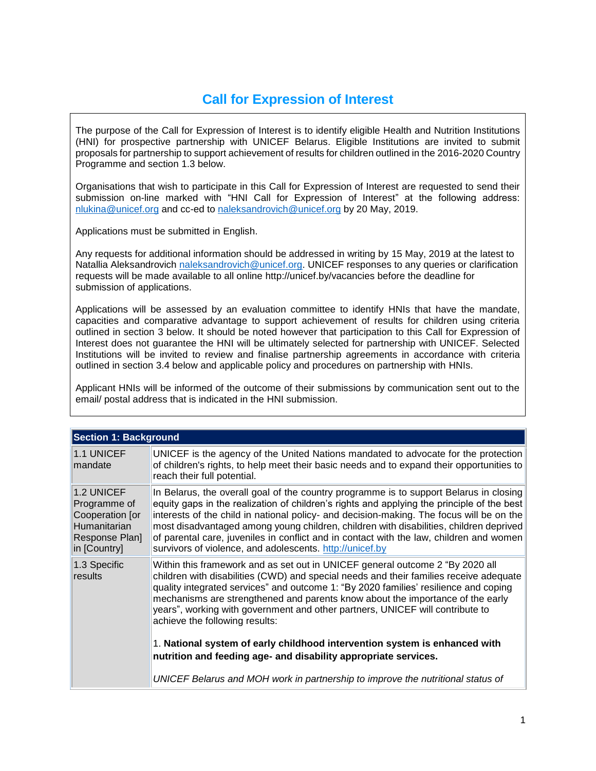# Call for Expression of Interest

The purpose of the Call for Expression of Interest is to identify eligible Health and Nutrition Institutions (HNI) for prospective partnership with UNICEF Belarus. Eligible Institutions are invited to submit proposals for partnership to support achievement of results for children outlined in the 2016-2020 Country Programme and section 1.3 below.

Organisations that wish to participate in this Call for Expression of Interest are requested to send their submission on-line marked with "HNI Call for Expression of Interest" at the following address: nlukina@unicef.org and cc-ed to naleksandrovich@unicef.org by 20 May, 2019.

Applications must be submitted in English.

Any requests for additional information should be addressed in writing by 15 May, 2019 at the latest to Natallia Aleksandrovich naleksandrovich@unicef.org. UNICEF responses to any queries or clarification requests will be made available to all online http://unicef.by/vacancies before the deadline for submission of applications.

Applications will be assessed by an evaluation committee to identify HNIs that have the mandate, capacities and comparative advantage to support achievement of results for children using criteria outlined in section 3 below. It should be noted however that participation to this Call for Expression of Interest does not guarantee the HNI will be ultimately selected for partnership with UNICEF. Selected Institutions will be invited to review and finalise partnership agreements in accordance with criteria outlined in section 3.4 below and applicable policy and procedures on partnership with HNIs.

Applicant HNIs will be informed of the outcome of their submissions by communication sent out to the email/ postal address that is indicated in the HNI submission.

| Section 1: Background | |
|---|---|
| 1.1 UNICEF mandate | UNICEF is the agency of the United Nations mandated to advocate for the protection of children's rights, to help meet their basic needs and to expand their opportunities to reach their full potential. |
| 1.2 UNICEF Programme of Cooperation [or Humanitarian Response Plan] in [Country] | In Belarus, the overall goal of the country programme is to support Belarus in closing equity gaps in the realization of children's rights and applying the principle of the best interests of the child in national policy- and decision-making. The focus will be on the most disadvantaged among young children, children with disabilities, children deprived of parental care, juveniles in conflict and in contact with the law, children and women survivors of violence, and adolescents. http://unicef.by |
| 1.3 Specific results | Within this framework and as set out in UNICEF general outcome 2 "By 2020 all children with disabilities (CWD) and special needs and their families receive adequate quality integrated services" and outcome 1: "By 2020 families' resilience and coping mechanisms are strengthened and parents know about the importance of the early years", working with government and other partners, UNICEF will contribute to achieve the following results:<br><br>1. **National system of early childhood intervention system is enhanced with nutrition and feeding age- and disability appropriate services.**<br><br>*UNICEF Belarus and MOH work in partnership to improve the nutritional status of* |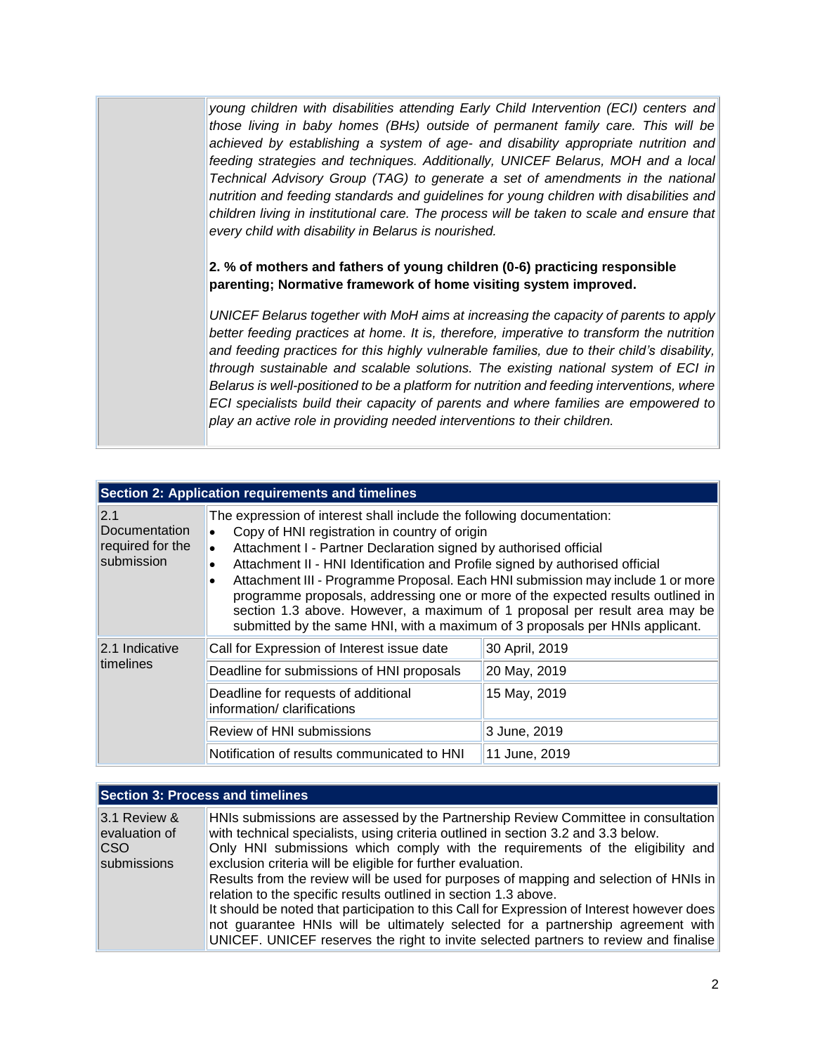| | |
|---|---|
| | *young children with disabilities attending Early Child Intervention (ECI) centers and those living in baby homes (BHs) outside of permanent family care. This will be achieved by establishing a system of age- and disability appropriate nutrition and feeding strategies and techniques. Additionally, UNICEF Belarus, MOH and a local Technical Advisory Group (TAG) to generate a set of amendments in the national nutrition and feeding standards and guidelines for young children with disabilities and children living in institutional care. The process will be taken to scale and ensure that every child with disability in Belarus is nourished.*<br><br>**2. % of mothers and fathers of young children (0-6) practicing responsible parenting; Normative framework of home visiting system improved.**<br><br>*UNICEF Belarus together with MoH aims at increasing the capacity of parents to apply better feeding practices at home. It is, therefore, imperative to transform the nutrition and feeding practices for this highly vulnerable families, due to their child's disability, through sustainable and scalable solutions. The existing national system of ECI in Belarus is well-positioned to be a platform for nutrition and feeding interventions, where ECI specialists build their capacity of parents and where families are empowered to play an active role in providing needed interventions to their children.* |

| **Section 2: Application requirements and timelines** | | |
|---|---|---|
| 2.1 Documentation required for the submission | The expression of interest shall include the following documentation:<br>• Copy of HNI registration in country of origin<br>• Attachment I - Partner Declaration signed by authorised official<br>• Attachment II - HNI Identification and Profile signed by authorised official<br>• Attachment III - Programme Proposal. Each HNI submission may include 1 or more programme proposals, addressing one or more of the expected results outlined in section 1.3 above. However, a maximum of 1 proposal per result area may be submitted by the same HNI, with a maximum of 3 proposals per HNIs applicant. | |
| 2.1 Indicative timelines | Call for Expression of Interest issue date | 30 April, 2019 |
| | Deadline for submissions of HNI proposals | 20 May, 2019 |
| | Deadline for requests of additional information/ clarifications | 15 May, 2019 |
| | Review of HNI submissions | 3 June, 2019 |
| | Notification of results communicated to HNI | 11 June, 2019 |

| **Section 3: Process and timelines** | |
|---|---|
| 3.1 Review & evaluation of CSO submissions | HNIs submissions are assessed by the Partnership Review Committee in consultation with technical specialists, using criteria outlined in section 3.2 and 3.3 below.<br>Only HNI submissions which comply with the requirements of the eligibility and exclusion criteria will be eligible for further evaluation.<br>Results from the review will be used for purposes of mapping and selection of HNIs in relation to the specific results outlined in section 1.3 above.<br>It should be noted that participation to this Call for Expression of Interest however does not guarantee HNIs will be ultimately selected for a partnership agreement with UNICEF. UNICEF reserves the right to invite selected partners to review and finalise |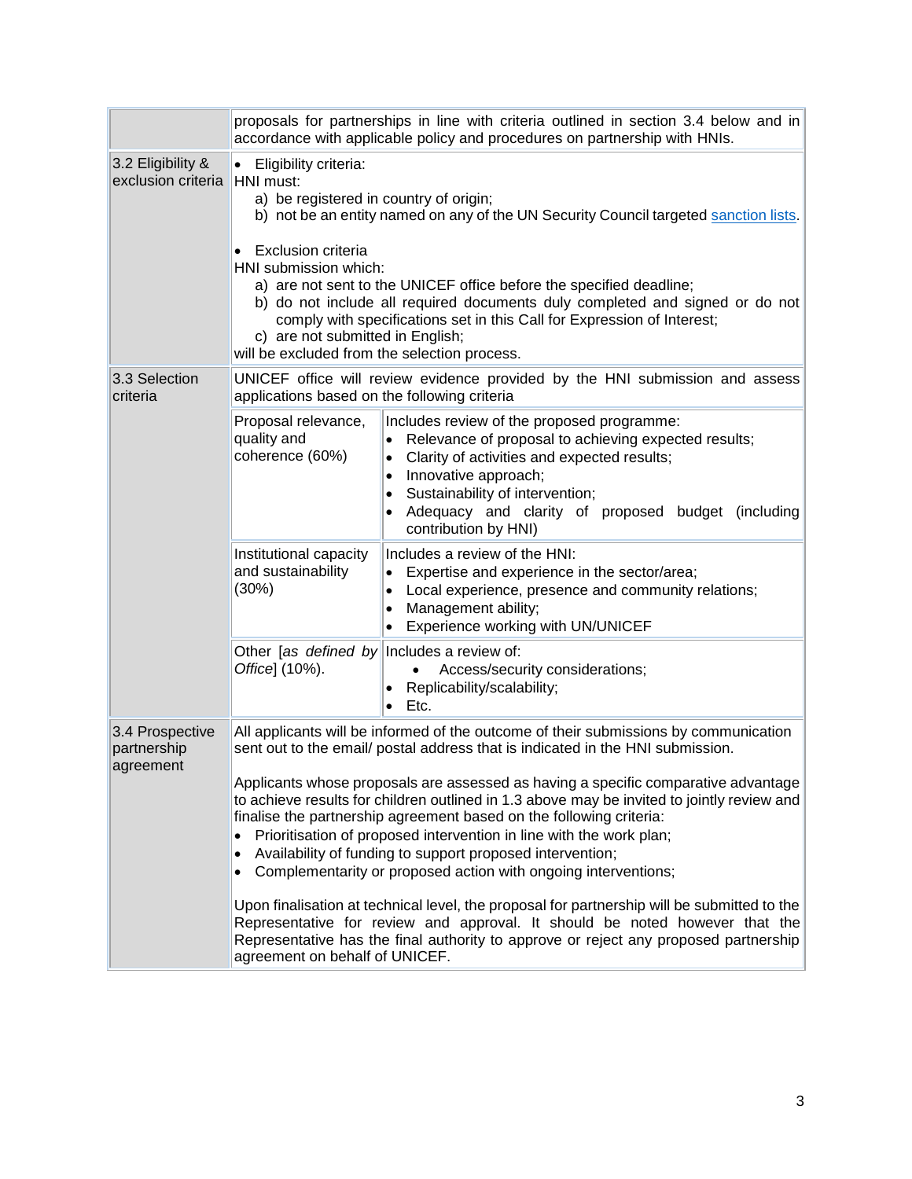| | | |
|---|---|---|
| | proposals for partnerships in line with criteria outlined in section 3.4 below and in accordance with applicable policy and procedures on partnership with HNIs. | |
| 3.2 Eligibility & exclusion criteria | • Eligibility criteria:<br>HNI must:<br>a) be registered in country of origin;<br>b) not be an entity named on any of the UN Security Council targeted sanction lists.<br><br>• Exclusion criteria<br>HNI submission which:<br>a) are not sent to the UNICEF office before the specified deadline;<br>b) do not include all required documents duly completed and signed or do not comply with specifications set in this Call for Expression of Interest;<br>c) are not submitted in English;<br>will be excluded from the selection process. | |
| 3.3 Selection criteria | UNICEF office will review evidence provided by the HNI submission and assess applications based on the following criteria | |
| | Proposal relevance, quality and coherence (60%) | Includes review of the proposed programme:<br>• Relevance of proposal to achieving expected results;<br>• Clarity of activities and expected results;<br>• Innovative approach;<br>• Sustainability of intervention;<br>• Adequacy and clarity of proposed budget (including contribution by HNI) |
| | Institutional capacity and sustainability (30%) | Includes a review of the HNI:<br>• Expertise and experience in the sector/area;<br>• Local experience, presence and community relations;<br>• Management ability;<br>• Experience working with UN/UNICEF |
| | Other [*as defined by Office*] (10%). | Includes a review of:<br>• Access/security considerations;<br>• Replicability/scalability;<br>• Etc. |
| 3.4 Prospective partnership agreement | All applicants will be informed of the outcome of their submissions by communication sent out to the email/ postal address that is indicated in the HNI submission.<br><br>Applicants whose proposals are assessed as having a specific comparative advantage to achieve results for children outlined in 1.3 above may be invited to jointly review and finalise the partnership agreement based on the following criteria:<br>• Prioritisation of proposed intervention in line with the work plan;<br>• Availability of funding to support proposed intervention;<br>• Complementarity or proposed action with ongoing interventions;<br><br>Upon finalisation at technical level, the proposal for partnership will be submitted to the Representative for review and approval. It should be noted however that the Representative has the final authority to approve or reject any proposed partnership agreement on behalf of UNICEF. | |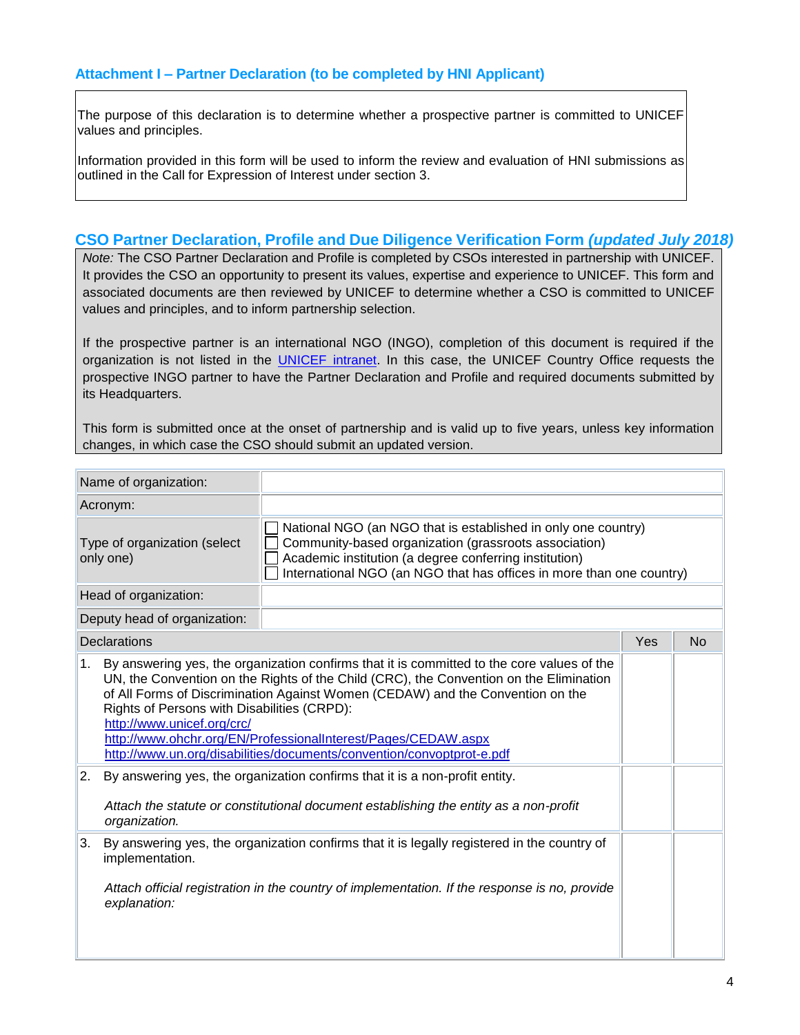### Attachment I – Partner Declaration (to be completed by HNI Applicant)

The purpose of this declaration is to determine whether a prospective partner is committed to UNICEF values and principles.

Information provided in this form will be used to inform the review and evaluation of HNI submissions as outlined in the Call for Expression of Interest under section 3.

## CSO Partner Declaration, Profile and Due Diligence Verification Form *(updated July 2018)*

*Note:* The CSO Partner Declaration and Profile is completed by CSOs interested in partnership with UNICEF. It provides the CSO an opportunity to present its values, expertise and experience to UNICEF. This form and associated documents are then reviewed by UNICEF to determine whether a CSO is committed to UNICEF values and principles, and to inform partnership selection.

If the prospective partner is an international NGO (INGO), completion of this document is required if the organization is not listed in the UNICEF intranet. In this case, the UNICEF Country Office requests the prospective INGO partner to have the Partner Declaration and Profile and required documents submitted by its Headquarters.

This form is submitted once at the onset of partnership and is valid up to five years, unless key information changes, in which case the CSO should submit an updated version.

| Name of organization: | |
|---|---|
| Acronym: | |
| Type of organization (select only one) | ☐ National NGO (an NGO that is established in only one country)<br>☐ Community-based organization (grassroots association)<br>☐ Academic institution (a degree conferring institution)<br>☐ International NGO (an NGO that has offices in more than one country) |
| Head of organization: | |
| Deputy head of organization: | |

| Declarations | Yes | No |
|---|---|---|
| 1. By answering yes, the organization confirms that it is committed to the core values of the UN, the Convention on the Rights of the Child (CRC), the Convention on the Elimination of All Forms of Discrimination Against Women (CEDAW) and the Convention on the Rights of Persons with Disabilities (CRPD):<br>http://www.unicef.org/crc/<br>http://www.ohchr.org/EN/ProfessionalInterest/Pages/CEDAW.aspx<br>http://www.un.org/disabilities/documents/convention/convoptprot-e.pdf | | |
| 2. By answering yes, the organization confirms that it is a non-profit entity.<br><br>*Attach the statute or constitutional document establishing the entity as a non-profit organization.* | | |
| 3. By answering yes, the organization confirms that it is legally registered in the country of implementation.<br><br>*Attach official registration in the country of implementation. If the response is no, provide explanation:* | | |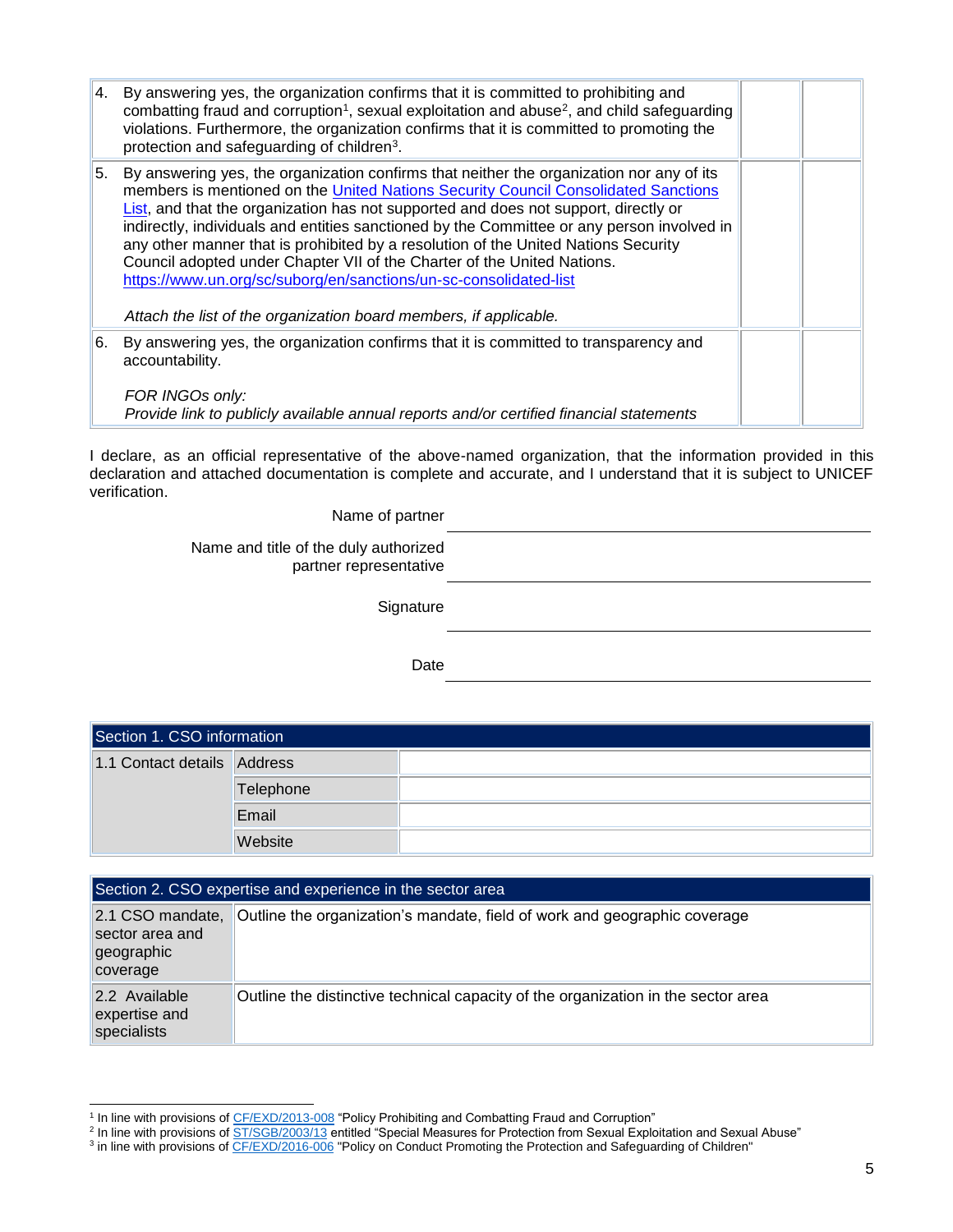| | | | |
|---|---|---|---|
| 4. | By answering yes, the organization confirms that it is committed to prohibiting and combatting fraud and corruption[1], sexual exploitation and abuse[2], and child safeguarding violations. Furthermore, the organization confirms that it is committed to promoting the protection and safeguarding of children[3]. | | |
| 5. | By answering yes, the organization confirms that neither the organization nor any of its members is mentioned on the [United Nations Security Council Consolidated Sanctions List](https://www.un.org/sc/suborg/en/sanctions/un-sc-consolidated-list), and that the organization has not supported and does not support, directly or indirectly, individuals and entities sanctioned by the Committee or any person involved in any other manner that is prohibited by a resolution of the United Nations Security Council adopted under Chapter VII of the Charter of the United Nations. https://www.un.org/sc/suborg/en/sanctions/un-sc-consolidated-list<br><br>*Attach the list of the organization board members, if applicable.* | | |
| 6. | By answering yes, the organization confirms that it is committed to transparency and accountability.<br><br>*FOR INGOs only:*<br>*Provide link to publicly available annual reports and/or certified financial statements* | | |

I declare, as an official representative of the above-named organization, that the information provided in this declaration and attached documentation is complete and accurate, and I understand that it is subject to UNICEF verification.

Name of partner \_\_\_\_\_\_\_\_\_\_\_\_\_\_\_\_\_\_\_\_\_\_\_\_\_\_\_\_\_\_

Name and title of the duly authorized partner representative \_\_\_\_\_\_\_\_\_\_\_\_\_\_\_\_\_\_\_\_\_\_\_\_\_\_\_\_\_\_

Signature \_\_\_\_\_\_\_\_\_\_\_\_\_\_\_\_\_\_\_\_\_\_\_\_\_\_\_\_\_\_

Date \_\_\_\_\_\_\_\_\_\_\_\_\_\_\_\_\_\_\_\_\_\_\_\_\_\_\_\_\_\_

| Section 1. CSO information | | |
|---|---|---|
| 1.1 Contact details | Address | |
| | Telephone | |
| | Email | |
| | Website | |

| Section 2. CSO expertise and experience in the sector area | |
|---|---|
| 2.1 CSO mandate, sector area and geographic coverage | Outline the organization's mandate, field of work and geographic coverage |
| 2.2 Available expertise and specialists | Outline the distinctive technical capacity of the organization in the sector area |

---

[1] In line with provisions of CF/EXD/2013-008 "Policy Prohibiting and Combatting Fraud and Corruption"

[2] In line with provisions of ST/SGB/2003/13 entitled "Special Measures for Protection from Sexual Exploitation and Sexual Abuse"

[3] in line with provisions of CF/EXD/2016-006 "Policy on Conduct Promoting the Protection and Safeguarding of Children"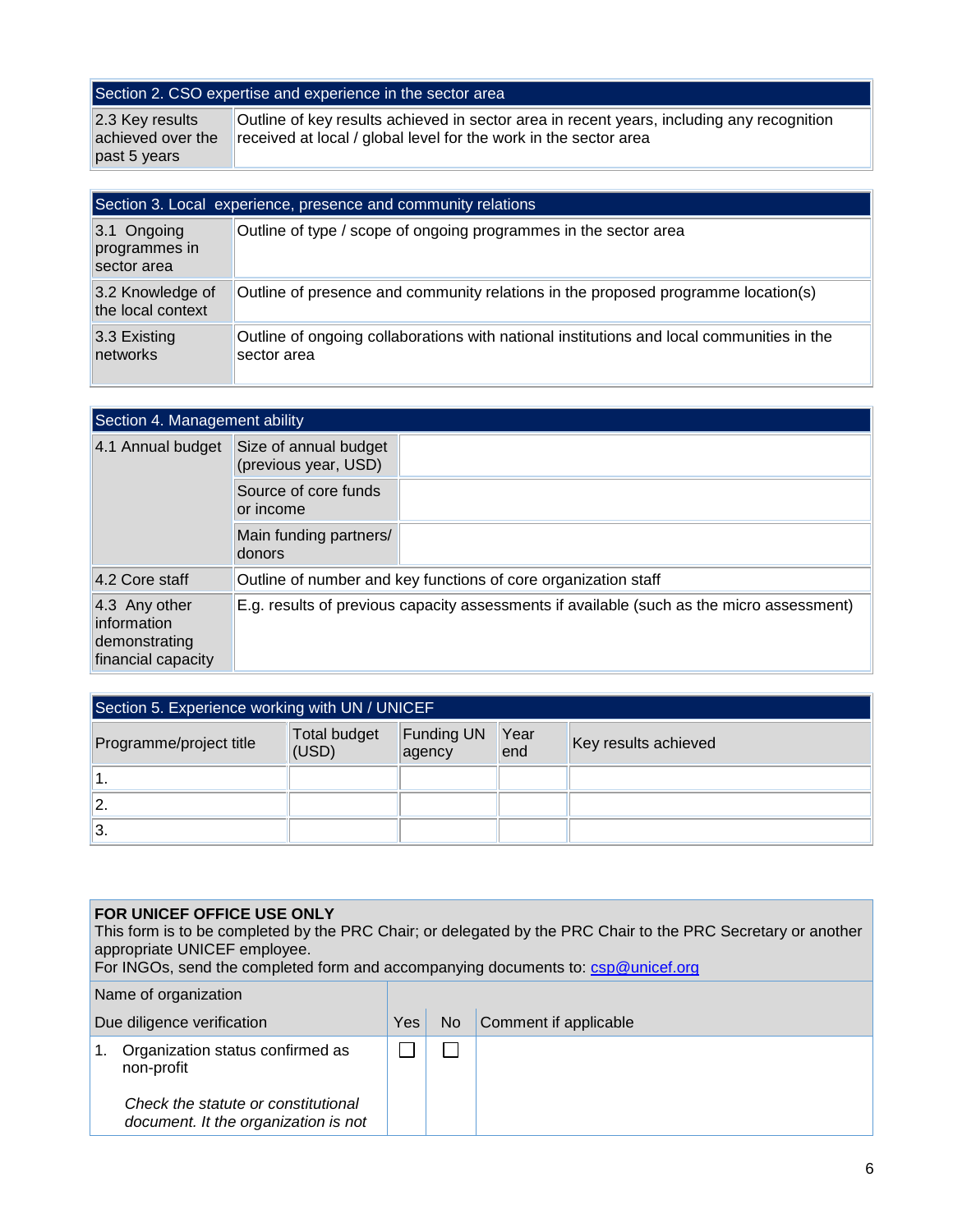| Section 2. CSO expertise and experience in the sector area | |
|---|---|
| 2.3 Key results achieved over the past 5 years | Outline of key results achieved in sector area in recent years, including any recognition received at local / global level for the work in the sector area |

| Section 3. Local experience, presence and community relations | |
|---|---|
| 3.1 Ongoing programmes in sector area | Outline of type / scope of ongoing programmes in the sector area |
| 3.2 Knowledge of the local context | Outline of presence and community relations in the proposed programme location(s) |
| 3.3 Existing networks | Outline of ongoing collaborations with national institutions and local communities in the sector area |

| Section 4. Management ability | | |
|---|---|---|
| 4.1 Annual budget | Size of annual budget (previous year, USD) | |
| | Source of core funds or income | |
| | Main funding partners/ donors | |
| 4.2 Core staff | Outline of number and key functions of core organization staff | |
| 4.3 Any other information demonstrating financial capacity | E.g. results of previous capacity assessments if available (such as the micro assessment) | |

| Section 5. Experience working with UN / UNICEF | | | | |
|---|---|---|---|---|
| Programme/project title | Total budget (USD) | Funding UN agency | Year end | Key results achieved |
| 1. | | | | |
| 2. | | | | |
| 3. | | | | |

**FOR UNICEF OFFICE USE ONLY**
This form is to be completed by the PRC Chair; or delegated by the PRC Chair to the PRC Secretary or another appropriate UNICEF employee.
For INGOs, send the completed form and accompanying documents to: csp@unicef.org

| Name of organization | | | |
|---|---|---|---|
| Due diligence verification | Yes | No | Comment if applicable |
| 1. Organization status confirmed as non-profit<br><br>*Check the statute or constitutional document. It the organization is not* | ☐ | ☐ | |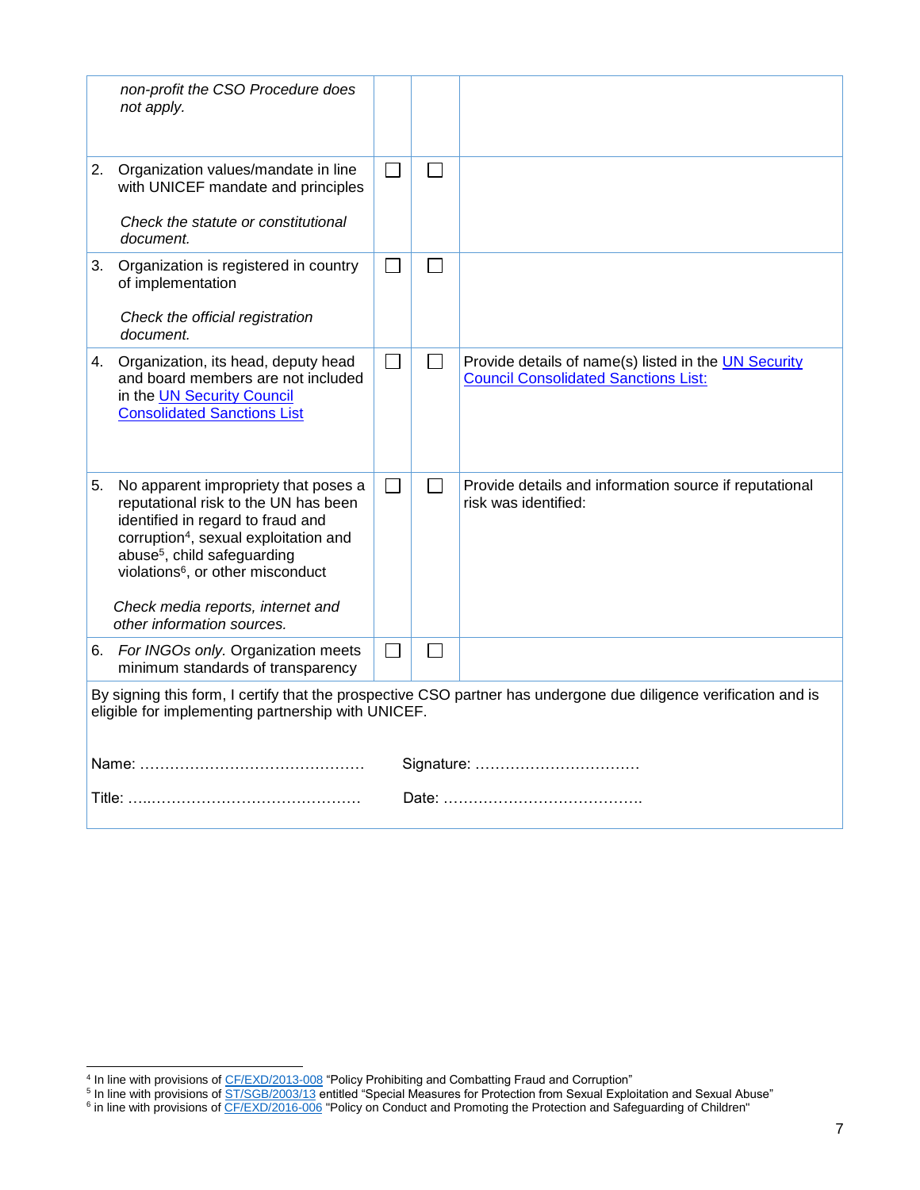| | | | |
|---|---|---|---|
| *non-profit the CSO Procedure does not apply.* | | | |
| 2. Organization values/mandate in line with UNICEF mandate and principles<br><br>*Check the statute or constitutional document.* | ☐ | ☐ | |
| 3. Organization is registered in country of implementation<br><br>*Check the official registration document.* | ☐ | ☐ | |
| 4. Organization, its head, deputy head and board members are not included in the UN Security Council Consolidated Sanctions List | ☐ | ☐ | Provide details of name(s) listed in the UN Security Council Consolidated Sanctions List: |
| 5. No apparent impropriety that poses a reputational risk to the UN has been identified in regard to fraud and corruption[4], sexual exploitation and abuse[5], child safeguarding violations[6], or other misconduct<br><br>*Check media reports, internet and other information sources.* | ☐ | ☐ | Provide details and information source if reputational risk was identified: |
| 6. *For INGOs only.* Organization meets minimum standards of transparency | ☐ | ☐ | |

By signing this form, I certify that the prospective CSO partner has undergone due diligence verification and is eligible for implementing partnership with UNICEF.

Name: ……………………………………… Signature: ……………………………

Title: ……………………………………… Date: ………………………………….

---

[4] In line with provisions of CF/EXD/2013-008 "Policy Prohibiting and Combatting Fraud and Corruption"

[5] In line with provisions of ST/SGB/2003/13 entitled "Special Measures for Protection from Sexual Exploitation and Sexual Abuse"

[6] in line with provisions of CF/EXD/2016-006 "Policy on Conduct and Promoting the Protection and Safeguarding of Children"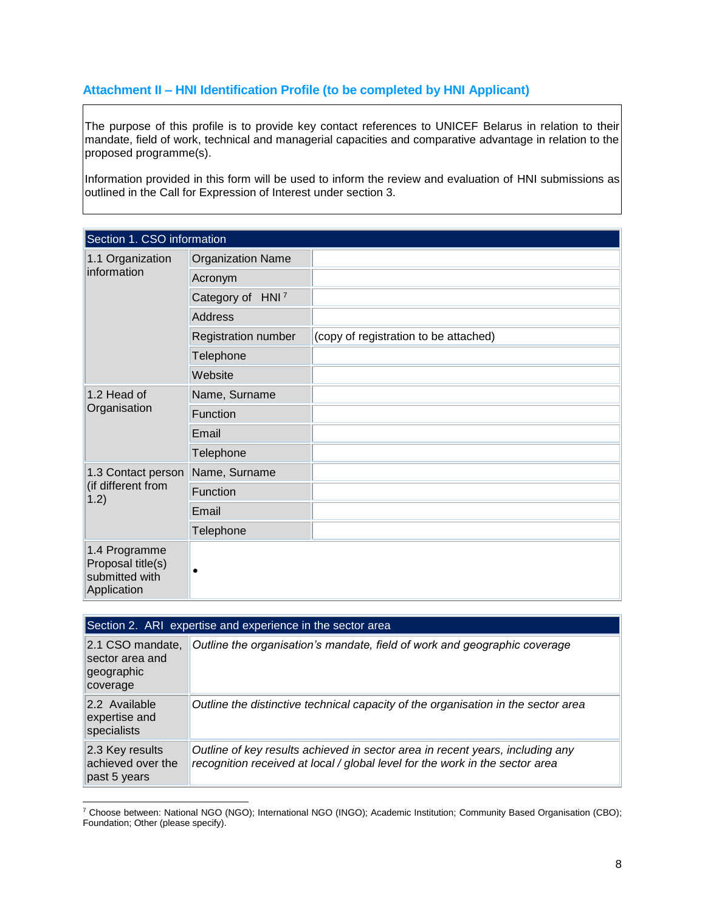## Attachment II – HNI Identification Profile (to be completed by HNI Applicant)

The purpose of this profile is to provide key contact references to UNICEF Belarus in relation to their mandate, field of work, technical and managerial capacities and comparative advantage in relation to the proposed programme(s).

Information provided in this form will be used to inform the review and evaluation of HNI submissions as outlined in the Call for Expression of Interest under section 3.

| Section 1. CSO information | | |
|---|---|---|
| 1.1 Organization information | Organization Name | |
| | Acronym | |
| | Category of HNI [7] | |
| | Address | |
| | Registration number | (copy of registration to be attached) |
| | Telephone | |
| | Website | |
| 1.2 Head of Organisation | Name, Surname | |
| | Function | |
| | Email | |
| | Telephone | |
| 1.3 Contact person (if different from 1.2) | Name, Surname | |
| | Function | |
| | Email | |
| | Telephone | |
| 1.4 Programme Proposal title(s) submitted with Application | • | |

| Section 2. ARI expertise and experience in the sector area | |
|---|---|
| 2.1 CSO mandate, sector area and geographic coverage | *Outline the organisation's mandate, field of work and geographic coverage* |
| 2.2 Available expertise and specialists | *Outline the distinctive technical capacity of the organisation in the sector area* |
| 2.3 Key results achieved over the past 5 years | *Outline of key results achieved in sector area in recent years, including any recognition received at local / global level for the work in the sector area* |

[7] Choose between: National NGO (NGO); International NGO (INGO); Academic Institution; Community Based Organisation (CBO); Foundation; Other (please specify).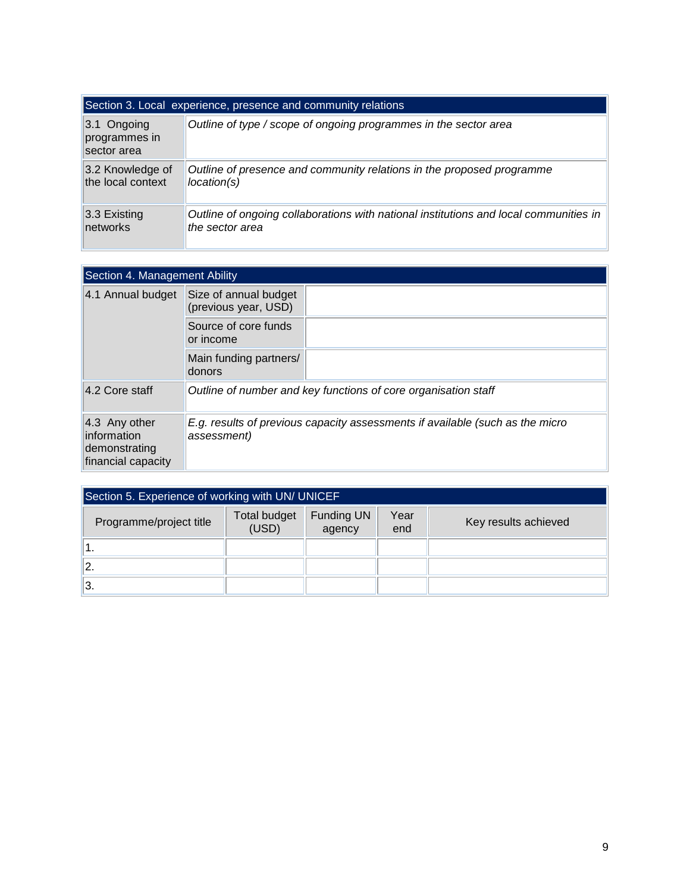| Section 3. Local experience, presence and community relations | |
|---|---|
| 3.1 Ongoing programmes in sector area | *Outline of type / scope of ongoing programmes in the sector area* |
| 3.2 Knowledge of the local context | *Outline of presence and community relations in the proposed programme location(s)* |
| 3.3 Existing networks | *Outline of ongoing collaborations with national institutions and local communities in the sector area* |

| Section 4. Management Ability | | |
|---|---|---|
| 4.1 Annual budget | Size of annual budget (previous year, USD) | |
| | Source of core funds or income | |
| | Main funding partners/ donors | |
| 4.2 Core staff | *Outline of number and key functions of core organisation staff* | |
| 4.3 Any other information demonstrating financial capacity | *E.g. results of previous capacity assessments if available (such as the micro assessment)* | |

| Section 5. Experience of working with UN/ UNICEF | | | | |
|---|---|---|---|---|
| Programme/project title | Total budget (USD) | Funding UN agency | Year end | Key results achieved |
| 1. | | | | |
| 2. | | | | |
| 3. | | | | |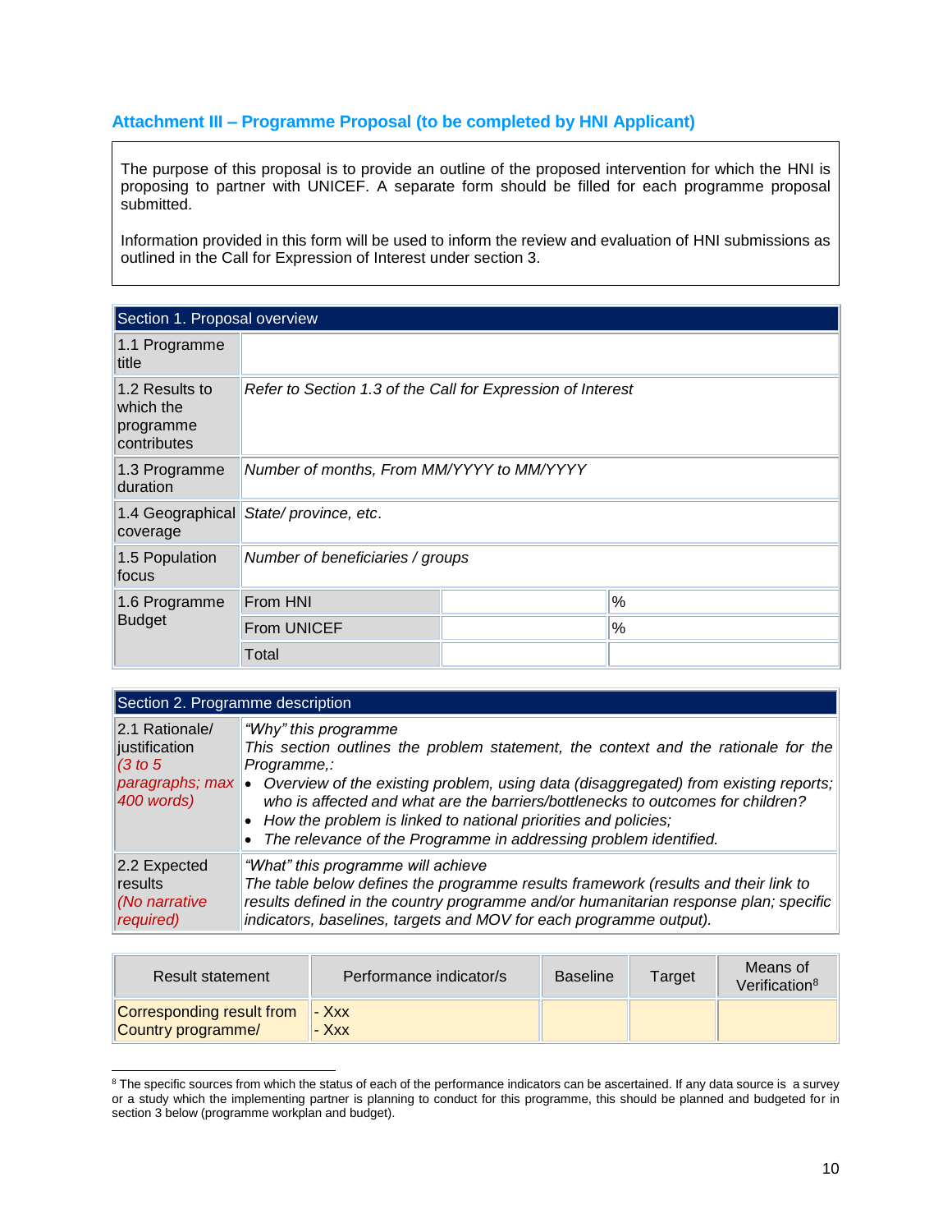### Attachment III – Programme Proposal (to be completed by HNI Applicant)

The purpose of this proposal is to provide an outline of the proposed intervention for which the HNI is proposing to partner with UNICEF. A separate form should be filled for each programme proposal submitted.

Information provided in this form will be used to inform the review and evaluation of HNI submissions as outlined in the Call for Expression of Interest under section 3.

| Section 1. Proposal overview | | | |
|---|---|---|---|
| 1.1 Programme title | | | |
| 1.2 Results to which the programme contributes | *Refer to Section 1.3 of the Call for Expression of Interest* | | |
| 1.3 Programme duration | *Number of months, From MM/YYYY to MM/YYYY* | | |
| 1.4 Geographical coverage | *State/ province, etc.* | | |
| 1.5 Population focus | *Number of beneficiaries / groups* | | |
| 1.6 Programme Budget | From HNI | | % |
| | From UNICEF | | % |
| | Total | | |

| Section 2. Programme description | |
|---|---|
| 2.1 Rationale/ justification (3 to 5 paragraphs; max 400 words) | *"Why" this programme*<br>*This section outlines the problem statement, the context and the rationale for the Programme,:*<br>• *Overview of the existing problem, using data (disaggregated) from existing reports; who is affected and what are the barriers/bottlenecks to outcomes for children?*<br>• *How the problem is linked to national priorities and policies;*<br>• *The relevance of the Programme in addressing problem identified.* |
| 2.2 Expected results (No narrative required) | *"What" this programme will achieve*<br>*The table below defines the programme results framework (results and their link to results defined in the country programme and/or humanitarian response plan; specific indicators, baselines, targets and MOV for each programme output).* |

| Result statement | Performance indicator/s | Baseline | Target | Means of Verification[8] |
|---|---|---|---|---|
| Corresponding result from Country programme/ | - Xxx<br>- Xxx | | | |

[8] The specific sources from which the status of each of the performance indicators can be ascertained. If any data source is a survey or a study which the implementing partner is planning to conduct for this programme, this should be planned and budgeted for in section 3 below (programme workplan and budget).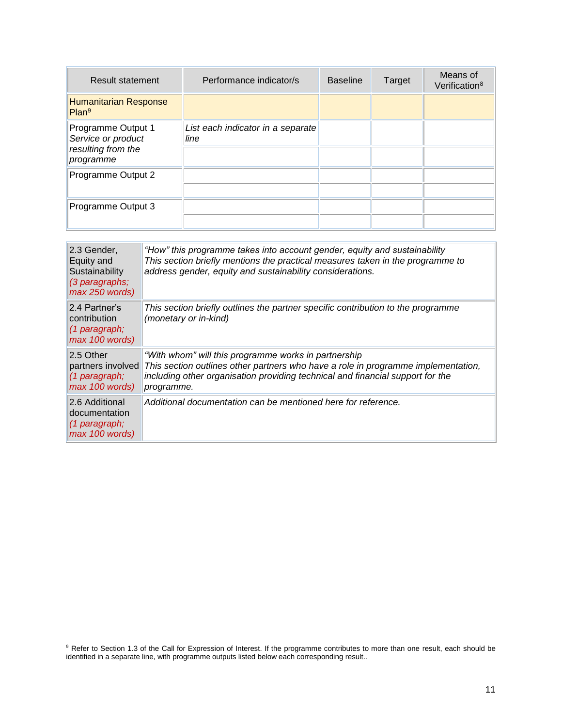| Result statement | Performance indicator/s | Baseline | Target | Means of Verification[8] |
|---|---|---|---|---|
| Humanitarian Response Plan[9] | | | | |
| Programme Output 1 *Service or product resulting from the programme* | *List each indicator in a separate line* | | | |
| | | | | |
| Programme Output 2 | | | | |
| | | | | |
| Programme Output 3 | | | | |
| | | | | |

| | |
|---|---|
| 2.3 Gender, Equity and Sustainability *(3 paragraphs; max 250 words)* | *"How" this programme takes into account gender, equity and sustainability* *This section briefly mentions the practical measures taken in the programme to address gender, equity and sustainability considerations.* |
| 2.4 Partner's contribution *(1 paragraph; max 100 words)* | *This section briefly outlines the partner specific contribution to the programme (monetary or in-kind)* |
| 2.5 Other partners involved *(1 paragraph; max 100 words)* | *"With whom" will this programme works in partnership* *This section outlines other partners who have a role in programme implementation, including other organisation providing technical and financial support for the programme.* |
| 2.6 Additional documentation *(1 paragraph; max 100 words)* | *Additional documentation can be mentioned here for reference.* |

[9] Refer to Section 1.3 of the Call for Expression of Interest. If the programme contributes to more than one result, each should be identified in a separate line, with programme outputs listed below each corresponding result..